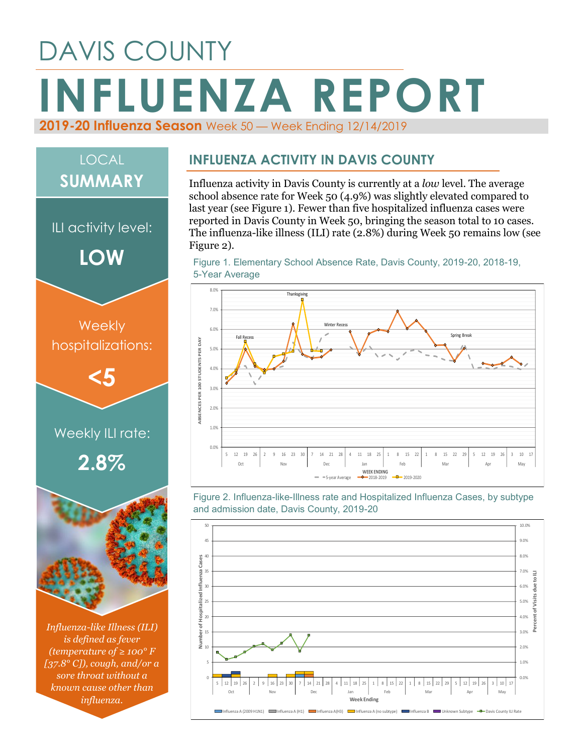# DAVIS COUNTY

# INFLUENZA REPORT

**2019-20 Influenza Season** Week 50 — Week Ending 12/14/2019

## LOCAL SUMMARY

ILI activity level:

**LOW**

Weekly hospitalizations:

**<5**

Weekly ILI rate:

**2.8%**

*Influenza-like Illness (ILI) is defined as fever (temperature of ≥ 100° F [37.8° C]), cough, and/or a sore throat without a known cause other than influenza.*

## INFLUENZA ACTIVITY IN DAVIS COUNTY

Influenza activity in Davis County is currently at a *low* level. The average school absence rate for Week 50 (4.9%) was slightly elevated compared to last year (see Figure 1). Fewer than five hospitalized influenza cases were reported in Davis County in Week 50, bringing the season total to 10 cases. The influenza-like illness (ILI) rate (2.8%) during Week 50 remains low (see Figure 2).

Figure 1. Elementary School Absence Rate, Davis County, 2019-20, 2018-19, 5-Year Average

Figure 2. Influenza-like-Illness rate and Hospitalized Influenza Cases, by subtype and admission date, Davis County, 2019-20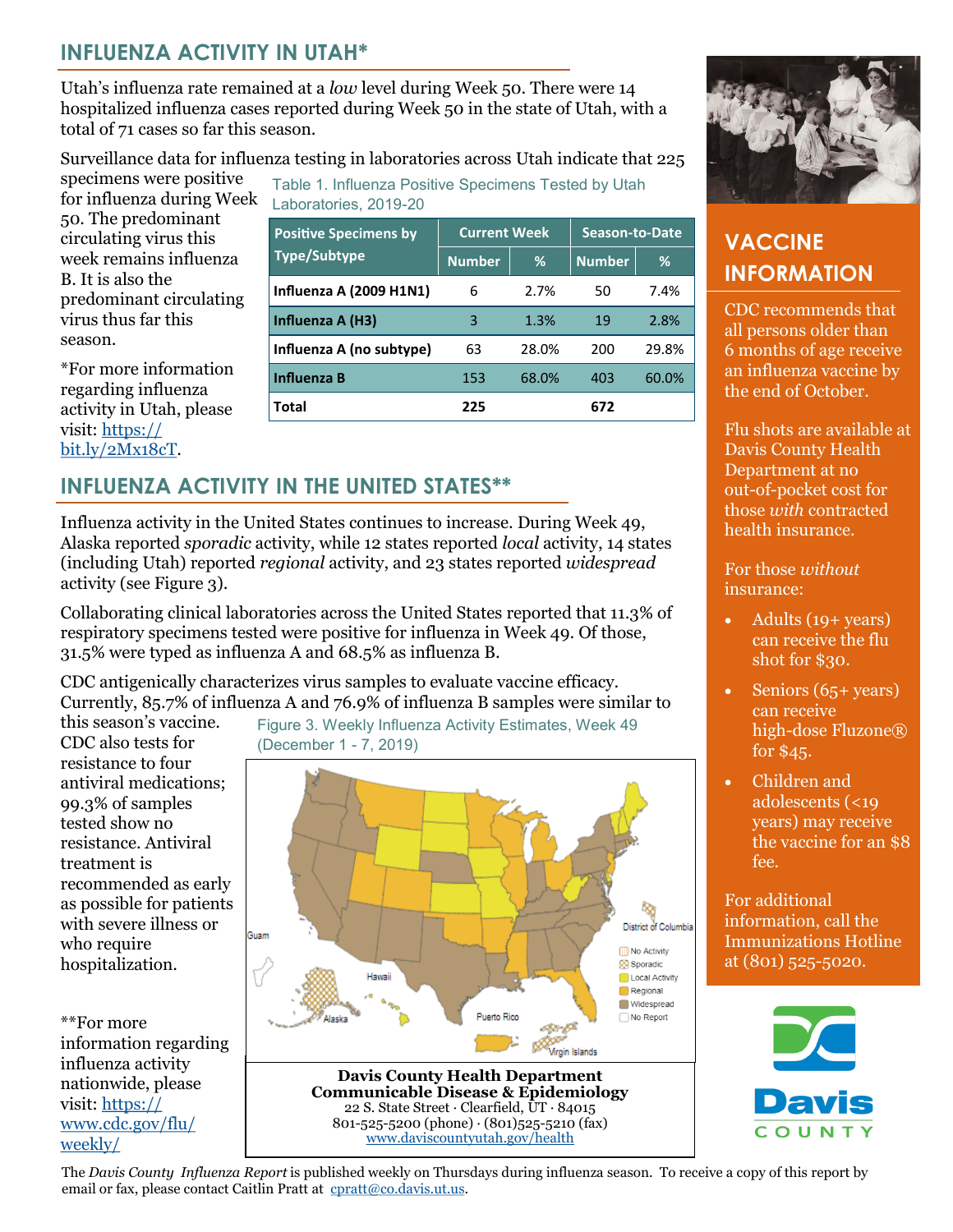## INFLUENZA ACTIVITY IN UTAH*

Utah's influenza rate remained at a *low* level during Week 50. There were 14 hospitalized influenza cases reported during Week 50 in the state of Utah, with a total of 71 cases so far this season.

Surveillance data for influenza testing in laboratories across Utah indicate that 225 specimens were positive for influenza during Week 50. The predominant circulating virus this week remains influenza B. It is also the predominant circulating virus thus far this season.

*For more information regarding influenza activity in Utah, please visit: https://bit.ly/2Mx18cT.

Table 1. Influenza Positive Specimens Tested by Utah Laboratories, 2019-20

| Positive Specimens by Type/Subtype | Current Week | | Season-to-Date | |
|---|---|---|---|---|
| | Number | % | Number | % |
| Influenza A (2009 H1N1) | 6 | 2.7% | 50 | 7.4% |
| Influenza A (H3) | 3 | 1.3% | 19 | 2.8% |
| Influenza A (no subtype) | 63 | 28.0% | 200 | 29.8% |
| Influenza B | 153 | 68.0% | 403 | 60.0% |
| Total | 225 | | 672 | |

## INFLUENZA ACTIVITY IN THE UNITED STATES**

Influenza activity in the United States continues to increase. During Week 49, Alaska reported *sporadic* activity, while 12 states reported *local* activity, 14 states (including Utah) reported *regional* activity, and 23 states reported *widespread* activity (see Figure 3).

Collaborating clinical laboratories across the United States reported that 11.3% of respiratory specimens tested were positive for influenza in Week 49. Of those, 31.5% were typed as influenza A and 68.5% as influenza B.

CDC antigenically characterizes virus samples to evaluate vaccine efficacy. Currently, 85.7% of influenza A and 76.9% of influenza B samples were similar to this season's vaccine. CDC also tests for resistance to four antiviral medications; 99.3% of samples tested show no resistance. Antiviral treatment is recommended as early as possible for patients with severe illness or who require hospitalization.

**For more information regarding influenza activity nationwide, please visit: https://www.cdc.gov/flu/weekly/

Figure 3. Weekly Influenza Activity Estimates, Week 49 (December 1 - 7, 2019)

Guam
Hawaii
Alaska
Puerto Rico
Virgin Islands
District of Columbia
No Activity
Sporadic
Local Activity
Regional
Widespread
No Report

**Davis County Health Department**
**Communicable Disease & Epidemiology**
22 S. State Street · Clearfield, UT · 84015
801-525-5200 (phone) · (801)525-5210 (fax)
www.daviscountyutah.gov/health

## VACCINE INFORMATION

CDC recommends that all persons older than 6 months of age receive an influenza vaccine by the end of October.

Flu shots are available at Davis County Health Department at no out-of-pocket cost for those *with* contracted health insurance.

For those *without* insurance:

- Adults (19+ years) can receive the flu shot for $30.
- Seniors (65+ years) can receive high-dose Fluzone® for $45.
- Children and adolescents (<19 years) may receive the vaccine for an $8 fee.

For additional information, call the Immunizations Hotline at (801) 525-5020.

Davis COUNTY

The *Davis County Influenza Report* is published weekly on Thursdays during influenza season. To receive a copy of this report by email or fax, please contact Caitlin Pratt at cpratt@co.davis.ut.us.